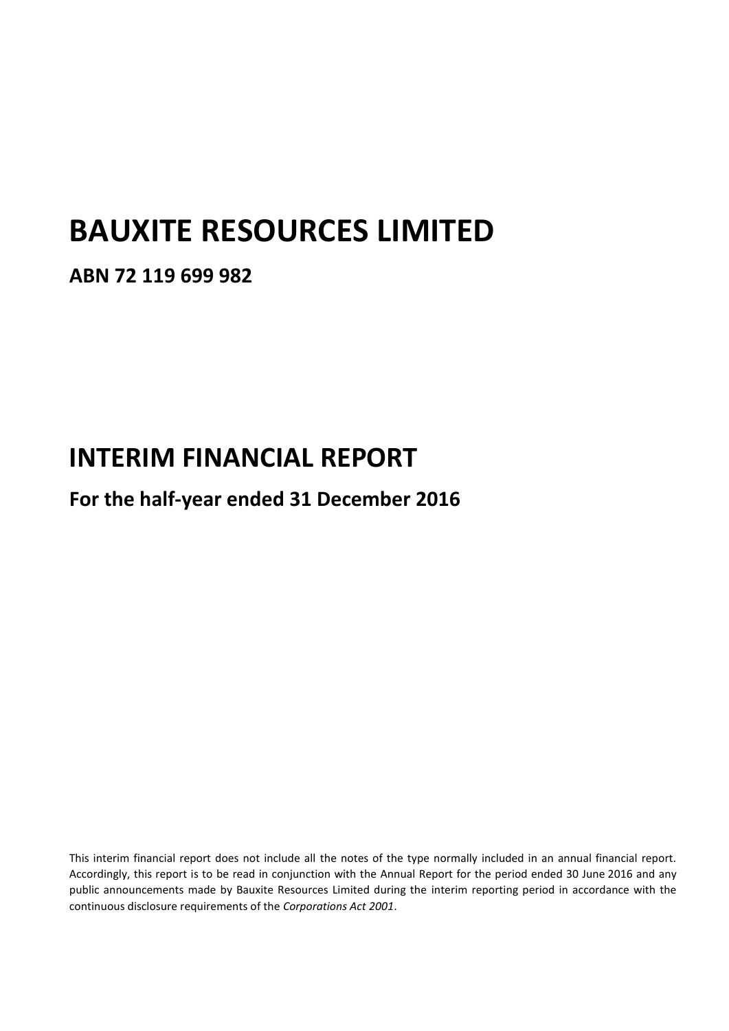# BAUXITE RESOURCES LIMITED

**ABN 72 119 699 982**

# INTERIM FINANCIAL REPORT

## For the half-year ended 31 December 2016

This interim financial report does not include all the notes of the type normally included in an annual financial report. Accordingly, this report is to be read in conjunction with the Annual Report for the period ended 30 June 2016 and any public announcements made by Bauxite Resources Limited during the interim reporting period in accordance with the continuous disclosure requirements of the *Corporations Act 2001*.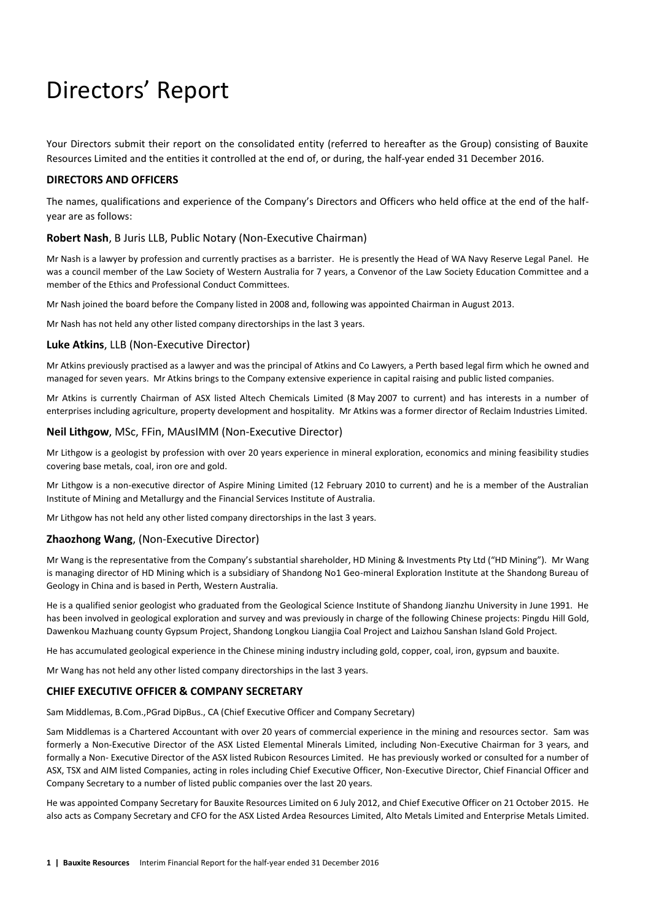# Directors' Report

Your Directors submit their report on the consolidated entity (referred to hereafter as the Group) consisting of Bauxite Resources Limited and the entities it controlled at the end of, or during, the half-year ended 31 December 2016.

### DIRECTORS AND OFFICERS

The names, qualifications and experience of the Company's Directors and Officers who held office at the end of the half-year are as follows:

### **Robert Nash**, B Juris LLB, Public Notary (Non-Executive Chairman)

Mr Nash is a lawyer by profession and currently practises as a barrister. He is presently the Head of WA Navy Reserve Legal Panel. He was a council member of the Law Society of Western Australia for 7 years, a Convenor of the Law Society Education Committee and a member of the Ethics and Professional Conduct Committees.

Mr Nash joined the board before the Company listed in 2008 and, following was appointed Chairman in August 2013.

Mr Nash has not held any other listed company directorships in the last 3 years.

### **Luke Atkins**, LLB (Non-Executive Director)

Mr Atkins previously practised as a lawyer and was the principal of Atkins and Co Lawyers, a Perth based legal firm which he owned and managed for seven years. Mr Atkins brings to the Company extensive experience in capital raising and public listed companies.

Mr Atkins is currently Chairman of ASX listed Altech Chemicals Limited (8 May 2007 to current) and has interests in a number of enterprises including agriculture, property development and hospitality. Mr Atkins was a former director of Reclaim Industries Limited.

### **Neil Lithgow**, MSc, FFin, MAusIMM (Non-Executive Director)

Mr Lithgow is a geologist by profession with over 20 years experience in mineral exploration, economics and mining feasibility studies covering base metals, coal, iron ore and gold.

Mr Lithgow is a non-executive director of Aspire Mining Limited (12 February 2010 to current) and he is a member of the Australian Institute of Mining and Metallurgy and the Financial Services Institute of Australia.

Mr Lithgow has not held any other listed company directorships in the last 3 years.

### **Zhaozhong Wang**, (Non-Executive Director)

Mr Wang is the representative from the Company's substantial shareholder, HD Mining & Investments Pty Ltd ("HD Mining"). Mr Wang is managing director of HD Mining which is a subsidiary of Shandong No1 Geo-mineral Exploration Institute at the Shandong Bureau of Geology in China and is based in Perth, Western Australia.

He is a qualified senior geologist who graduated from the Geological Science Institute of Shandong Jianzhu University in June 1991. He has been involved in geological exploration and survey and was previously in charge of the following Chinese projects: Pingdu Hill Gold, Dawenkou Mazhuang county Gypsum Project, Shandong Longkou Liangjia Coal Project and Laizhou Sanshan Island Gold Project.

He has accumulated geological experience in the Chinese mining industry including gold, copper, coal, iron, gypsum and bauxite.

Mr Wang has not held any other listed company directorships in the last 3 years.

### CHIEF EXECUTIVE OFFICER & COMPANY SECRETARY

Sam Middlemas, B.Com.,PGrad DipBus., CA (Chief Executive Officer and Company Secretary)

Sam Middlemas is a Chartered Accountant with over 20 years of commercial experience in the mining and resources sector. Sam was formerly a Non-Executive Director of the ASX Listed Elemental Minerals Limited, including Non-Executive Chairman for 3 years, and formally a Non- Executive Director of the ASX listed Rubicon Resources Limited. He has previously worked or consulted for a number of ASX, TSX and AIM listed Companies, acting in roles including Chief Executive Officer, Non-Executive Director, Chief Financial Officer and Company Secretary to a number of listed public companies over the last 20 years.

He was appointed Company Secretary for Bauxite Resources Limited on 6 July 2012, and Chief Executive Officer on 21 October 2015. He also acts as Company Secretary and CFO for the ASX Listed Ardea Resources Limited, Alto Metals Limited and Enterprise Metals Limited.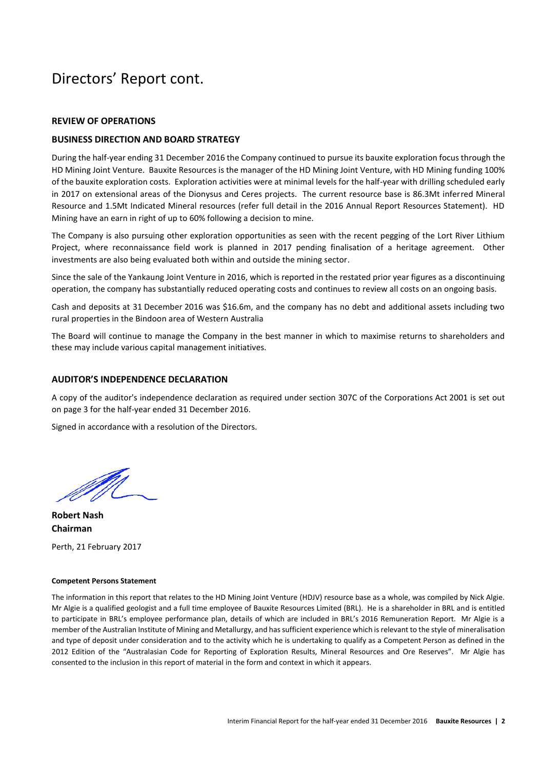# Directors' Report cont.

## REVIEW OF OPERATIONS

## BUSINESS DIRECTION AND BOARD STRATEGY

During the half-year ending 31 December 2016 the Company continued to pursue its bauxite exploration focus through the HD Mining Joint Venture. Bauxite Resources is the manager of the HD Mining Joint Venture, with HD Mining funding 100% of the bauxite exploration costs. Exploration activities were at minimal levels for the half-year with drilling scheduled early in 2017 on extensional areas of the Dionysus and Ceres projects. The current resource base is 86.3Mt inferred Mineral Resource and 1.5Mt Indicated Mineral resources (refer full detail in the 2016 Annual Report Resources Statement). HD Mining have an earn in right of up to 60% following a decision to mine.

The Company is also pursuing other exploration opportunities as seen with the recent pegging of the Lort River Lithium Project, where reconnaissance field work is planned in 2017 pending finalisation of a heritage agreement. Other investments are also being evaluated both within and outside the mining sector.

Since the sale of the Yankaung Joint Venture in 2016, which is reported in the restated prior year figures as a discontinuing operation, the company has substantially reduced operating costs and continues to review all costs on an ongoing basis.

Cash and deposits at 31 December 2016 was $16.6m, and the company has no debt and additional assets including two rural properties in the Bindoon area of Western Australia

The Board will continue to manage the Company in the best manner in which to maximise returns to shareholders and these may include various capital management initiatives.

## AUDITOR'S INDEPENDENCE DECLARATION

A copy of the auditor's independence declaration as required under section 307C of the Corporations Act 2001 is set out on page 3 for the half-year ended 31 December 2016.

Signed in accordance with a resolution of the Directors.

**Robert Nash**
**Chairman**

Perth, 21 February 2017

**Competent Persons Statement**

The information in this report that relates to the HD Mining Joint Venture (HDJV) resource base as a whole, was compiled by Nick Algie. Mr Algie is a qualified geologist and a full time employee of Bauxite Resources Limited (BRL). He is a shareholder in BRL and is entitled to participate in BRL's employee performance plan, details of which are included in BRL's 2016 Remuneration Report. Mr Algie is a member of the Australian Institute of Mining and Metallurgy, and has sufficient experience which is relevant to the style of mineralisation and type of deposit under consideration and to the activity which he is undertaking to qualify as a Competent Person as defined in the 2012 Edition of the "Australasian Code for Reporting of Exploration Results, Mineral Resources and Ore Reserves". Mr Algie has consented to the inclusion in this report of material in the form and context in which it appears.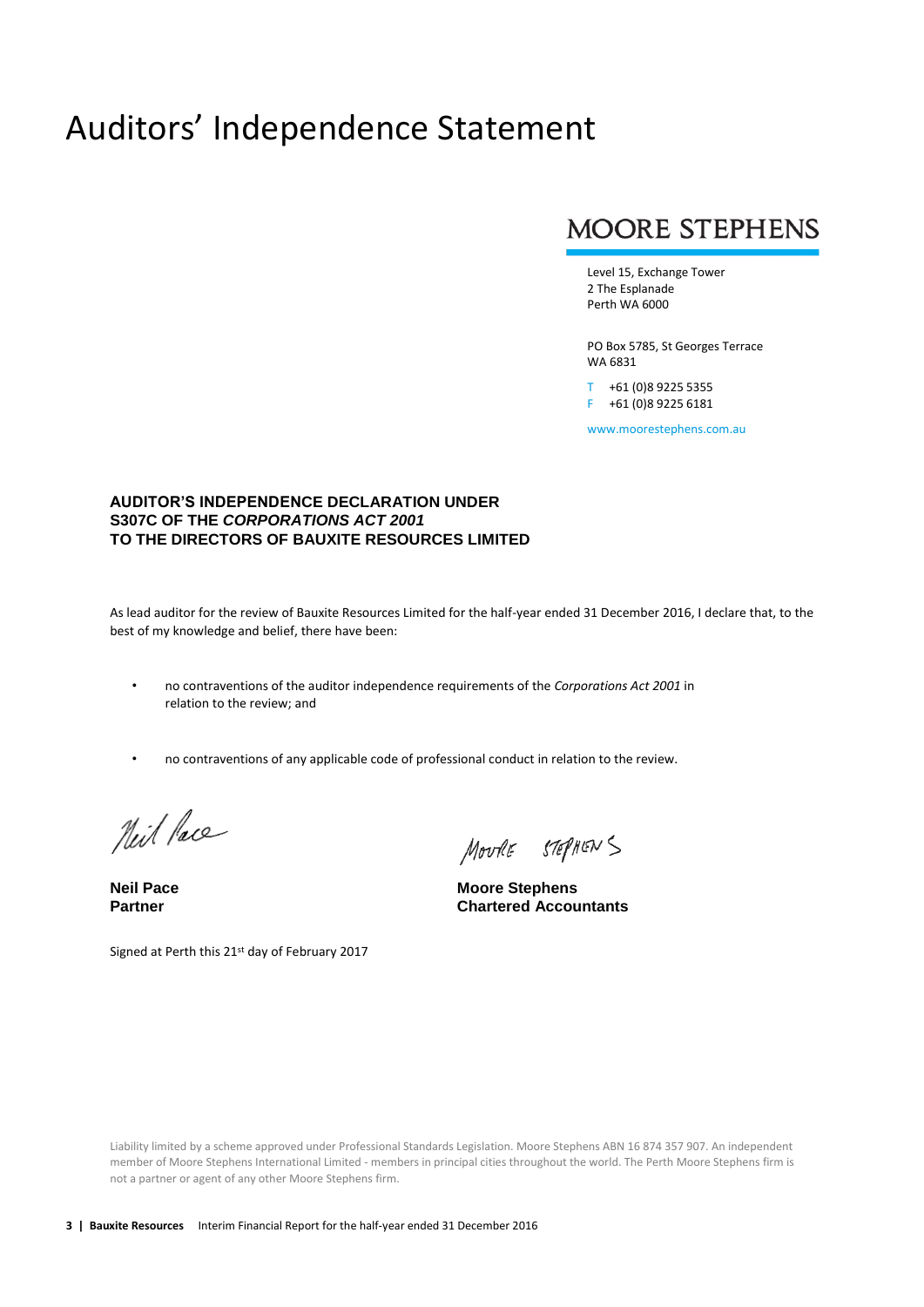# Auditors' Independence Statement

**MOORE STEPHENS**

Level 15, Exchange Tower
2 The Esplanade
Perth WA 6000

PO Box 5785, St Georges Terrace
WA 6831

T +61 (0)8 9225 5355
F +61 (0)8 9225 6181

www.moorestephens.com.au

**AUDITOR'S INDEPENDENCE DECLARATION UNDER S307C OF THE *CORPORATIONS ACT 2001* TO THE DIRECTORS OF BAUXITE RESOURCES LIMITED**

As lead auditor for the review of Bauxite Resources Limited for the half-year ended 31 December 2016, I declare that, to the best of my knowledge and belief, there have been:

- no contraventions of the auditor independence requirements of the *Corporations Act 2001* in relation to the review; and
- no contraventions of any applicable code of professional conduct in relation to the review.

**Neil Pace**
**Partner**

**Moore Stephens**
**Chartered Accountants**

Signed at Perth this 21st day of February 2017

Liability limited by a scheme approved under Professional Standards Legislation. Moore Stephens ABN 16 874 357 907. An independent member of Moore Stephens International Limited - members in principal cities throughout the world. The Perth Moore Stephens firm is not a partner or agent of any other Moore Stephens firm.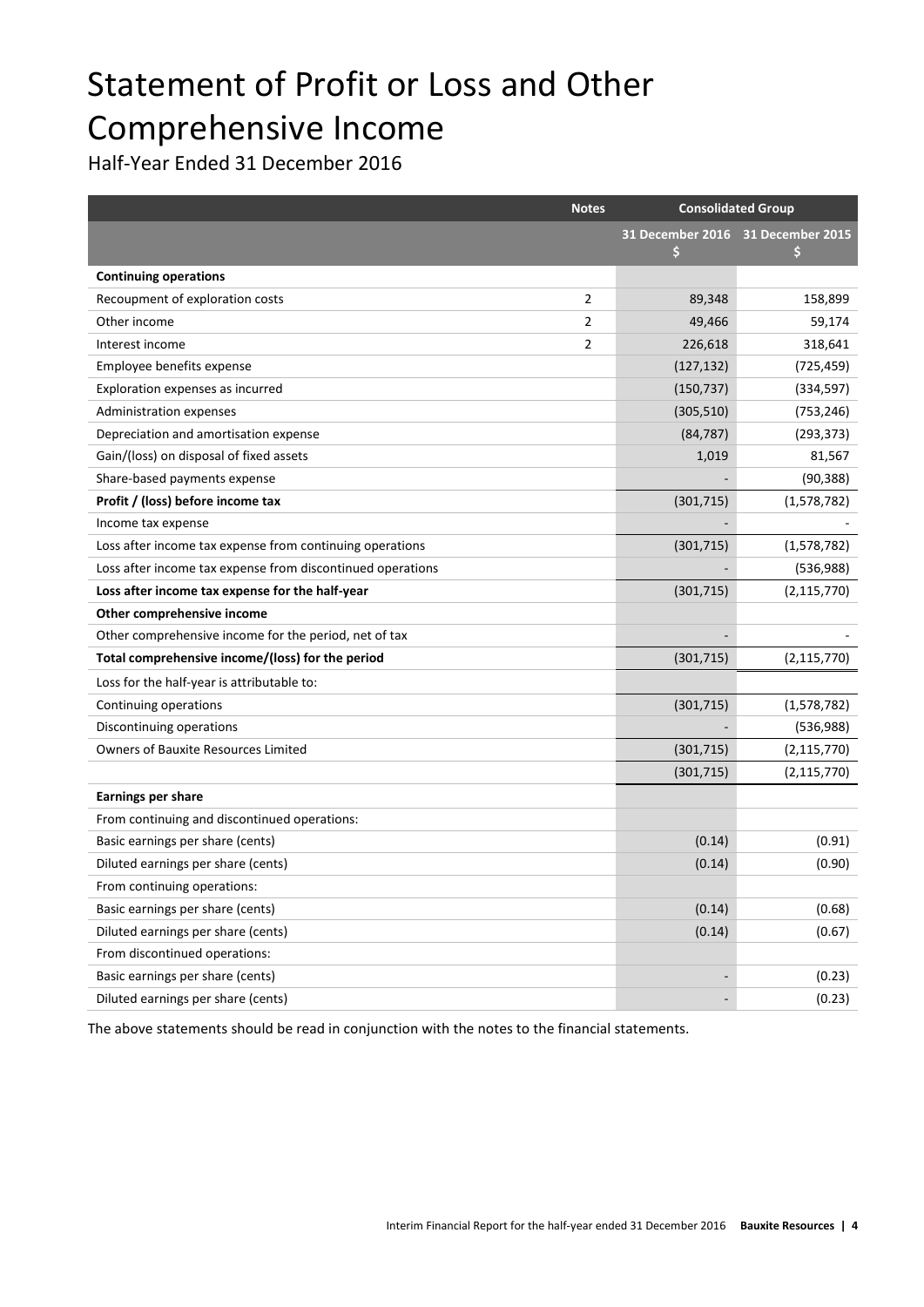# Statement of Profit or Loss and Other Comprehensive Income

Half-Year Ended 31 December 2016

| | Notes | Consolidated Group | |
|---|---|---|---|
| | | 31 December 2016 $ | 31 December 2015 $ |
| **Continuing operations** | | | |
| Recoupment of exploration costs | 2 | 89,348 | 158,899 |
| Other income | 2 | 49,466 | 59,174 |
| Interest income | 2 | 226,618 | 318,641 |
| Employee benefits expense | | (127,132) | (725,459) |
| Exploration expenses as incurred | | (150,737) | (334,597) |
| Administration expenses | | (305,510) | (753,246) |
| Depreciation and amortisation expense | | (84,787) | (293,373) |
| Gain/(loss) on disposal of fixed assets | | 1,019 | 81,567 |
| Share-based payments expense | | - | (90,388) |
| **Profit / (loss) before income tax** | | (301,715) | (1,578,782) |
| Income tax expense | | - | - |
| Loss after income tax expense from continuing operations | | (301,715) | (1,578,782) |
| Loss after income tax expense from discontinued operations | | - | (536,988) |
| **Loss after income tax expense for the half-year** | | (301,715) | (2,115,770) |
| **Other comprehensive income** | | | |
| Other comprehensive income for the period, net of tax | | - | - |
| **Total comprehensive income/(loss) for the period** | | (301,715) | (2,115,770) |
| Loss for the half-year is attributable to: | | | |
| Continuing operations | | (301,715) | (1,578,782) |
| Discontinuing operations | | - | (536,988) |
| Owners of Bauxite Resources Limited | | (301,715) | (2,115,770) |
| | | (301,715) | (2,115,770) |
| **Earnings per share** | | | |
| From continuing and discontinued operations: | | | |
| Basic earnings per share (cents) | | (0.14) | (0.91) |
| Diluted earnings per share (cents) | | (0.14) | (0.90) |
| From continuing operations: | | | |
| Basic earnings per share (cents) | | (0.14) | (0.68) |
| Diluted earnings per share (cents) | | (0.14) | (0.67) |
| From discontinued operations: | | | |
| Basic earnings per share (cents) | | - | (0.23) |
| Diluted earnings per share (cents) | | - | (0.23) |

The above statements should be read in conjunction with the notes to the financial statements.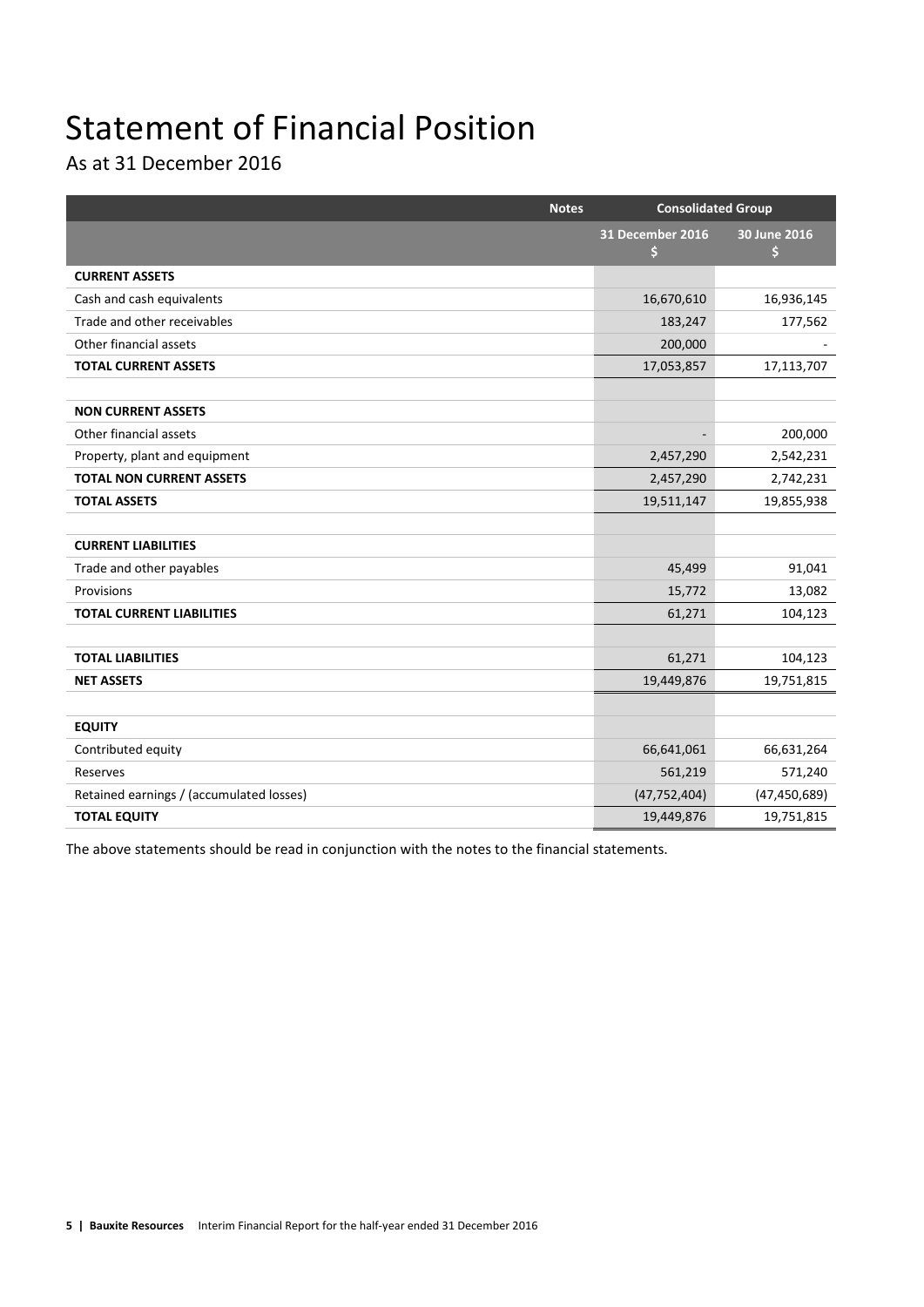# Statement of Financial Position

As at 31 December 2016

| | Notes | Consolidated Group | |
|---|---|---|---|
| | | 31 December 2016 $ | 30 June 2016 $ |
| **CURRENT ASSETS** | | | |
| Cash and cash equivalents | | 16,670,610 | 16,936,145 |
| Trade and other receivables | | 183,247 | 177,562 |
| Other financial assets | | 200,000 | - |
| **TOTAL CURRENT ASSETS** | | 17,053,857 | 17,113,707 |
| | | | |
| **NON CURRENT ASSETS** | | | |
| Other financial assets | | - | 200,000 |
| Property, plant and equipment | | 2,457,290 | 2,542,231 |
| **TOTAL NON CURRENT ASSETS** | | 2,457,290 | 2,742,231 |
| **TOTAL ASSETS** | | 19,511,147 | 19,855,938 |
| | | | |
| **CURRENT LIABILITIES** | | | |
| Trade and other payables | | 45,499 | 91,041 |
| Provisions | | 15,772 | 13,082 |
| **TOTAL CURRENT LIABILITIES** | | 61,271 | 104,123 |
| | | | |
| **TOTAL LIABILITIES** | | 61,271 | 104,123 |
| **NET ASSETS** | | 19,449,876 | 19,751,815 |
| | | | |
| **EQUITY** | | | |
| Contributed equity | | 66,641,061 | 66,631,264 |
| Reserves | | 561,219 | 571,240 |
| Retained earnings / (accumulated losses) | | (47,752,404) | (47,450,689) |
| **TOTAL EQUITY** | | 19,449,876 | 19,751,815 |

The above statements should be read in conjunction with the notes to the financial statements.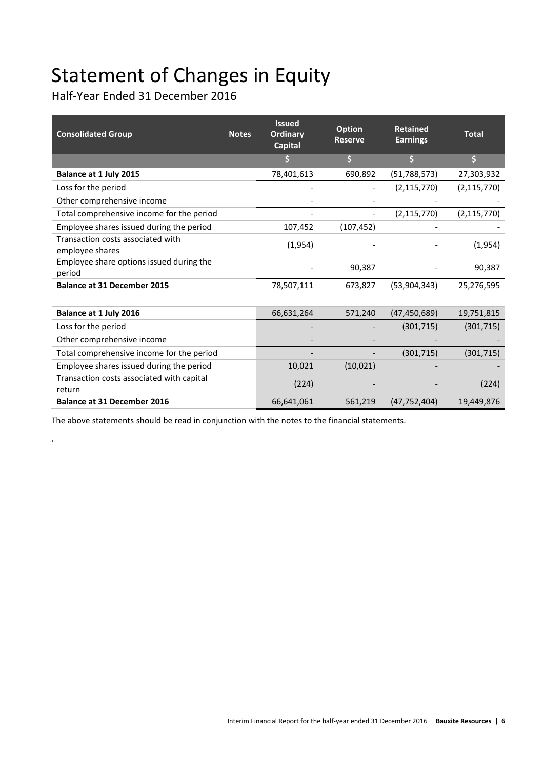# Statement of Changes in Equity

Half-Year Ended 31 December 2016

| Consolidated Group | Notes | Issued Ordinary Capital | Option Reserve | Retained Earnings | Total |
|---|---|---|---|---|---|
| | | $ | $ | $ | $ |
| **Balance at 1 July 2015** | | 78,401,613 | 690,892 | (51,788,573) | 27,303,932 |
| Loss for the period | | - | - | (2,115,770) | (2,115,770) |
| Other comprehensive income | | - | - | - | - |
| Total comprehensive income for the period | | - | - | (2,115,770) | (2,115,770) |
| Employee shares issued during the period | | 107,452 | (107,452) | - | - |
| Transaction costs associated with employee shares | | (1,954) | - | - | (1,954) |
| Employee share options issued during the period | | - | 90,387 | - | 90,387 |
| **Balance at 31 December 2015** | | 78,507,111 | 673,827 | (53,904,343) | 25,276,595 |
| | | | | | |
| **Balance at 1 July 2016** | | 66,631,264 | 571,240 | (47,450,689) | 19,751,815 |
| Loss for the period | | - | - | (301,715) | (301,715) |
| Other comprehensive income | | - | - | - | - |
| Total comprehensive income for the period | | - | - | (301,715) | (301,715) |
| Employee shares issued during the period | | 10,021 | (10,021) | - | - |
| Transaction costs associated with capital return | | (224) | - | - | (224) |
| **Balance at 31 December 2016** | | 66,641,061 | 561,219 | (47,752,404) | 19,449,876 |

The above statements should be read in conjunction with the notes to the financial statements.

,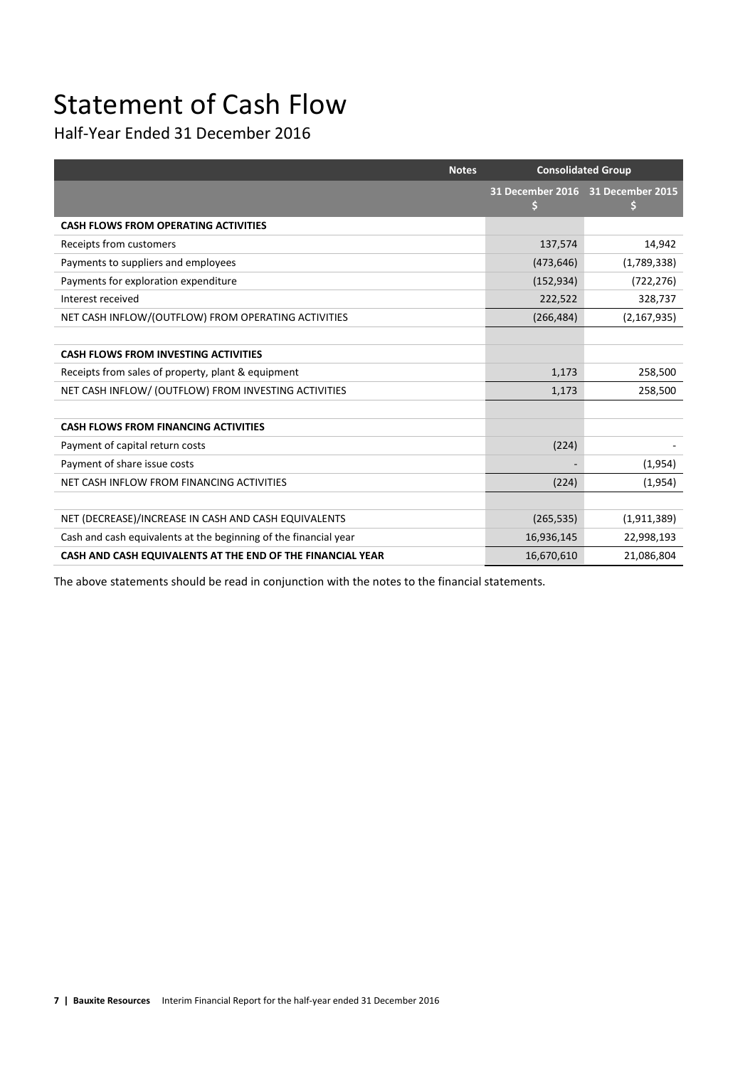# Statement of Cash Flow

Half-Year Ended 31 December 2016

| | Notes | Consolidated Group | |
|---|---|---|---|
| | | 31 December 2016<br>$ | 31 December 2015<br>$ |
| **CASH FLOWS FROM OPERATING ACTIVITIES** | | | |
| Receipts from customers | | 137,574 | 14,942 |
| Payments to suppliers and employees | | (473,646) | (1,789,338) |
| Payments for exploration expenditure | | (152,934) | (722,276) |
| Interest received | | 222,522 | 328,737 |
| NET CASH INFLOW/(OUTFLOW) FROM OPERATING ACTIVITIES | | (266,484) | (2,167,935) |
| | | | |
| **CASH FLOWS FROM INVESTING ACTIVITIES** | | | |
| Receipts from sales of property, plant & equipment | | 1,173 | 258,500 |
| NET CASH INFLOW/ (OUTFLOW) FROM INVESTING ACTIVITIES | | 1,173 | 258,500 |
| | | | |
| **CASH FLOWS FROM FINANCING ACTIVITIES** | | | |
| Payment of capital return costs | | (224) | - |
| Payment of share issue costs | | - | (1,954) |
| NET CASH INFLOW FROM FINANCING ACTIVITIES | | (224) | (1,954) |
| | | | |
| NET (DECREASE)/INCREASE IN CASH AND CASH EQUIVALENTS | | (265,535) | (1,911,389) |
| Cash and cash equivalents at the beginning of the financial year | | 16,936,145 | 22,998,193 |
| **CASH AND CASH EQUIVALENTS AT THE END OF THE FINANCIAL YEAR** | | 16,670,610 | 21,086,804 |

The above statements should be read in conjunction with the notes to the financial statements.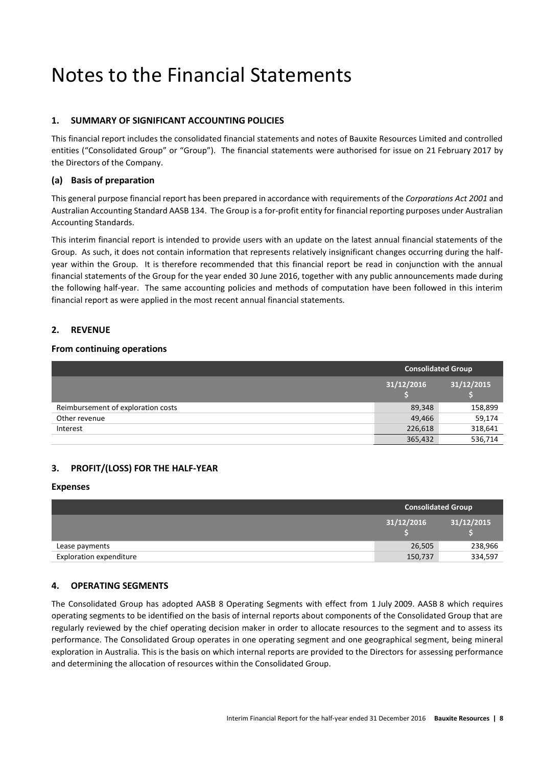# Notes to the Financial Statements

## 1. SUMMARY OF SIGNIFICANT ACCOUNTING POLICIES

This financial report includes the consolidated financial statements and notes of Bauxite Resources Limited and controlled entities ("Consolidated Group" or "Group"). The financial statements were authorised for issue on 21 February 2017 by the Directors of the Company.

### (a) Basis of preparation

This general purpose financial report has been prepared in accordance with requirements of the *Corporations Act 2001* and Australian Accounting Standard AASB 134. The Group is a for-profit entity for financial reporting purposes under Australian Accounting Standards.

This interim financial report is intended to provide users with an update on the latest annual financial statements of the Group. As such, it does not contain information that represents relatively insignificant changes occurring during the half-year within the Group. It is therefore recommended that this financial report be read in conjunction with the annual financial statements of the Group for the year ended 30 June 2016, together with any public announcements made during the following half-year. The same accounting policies and methods of computation have been followed in this interim financial report as were applied in the most recent annual financial statements.

## 2. REVENUE

### From continuing operations

| | Consolidated Group | |
|---|---|---|
| | 31/12/2016<br>$ | 31/12/2015<br>$ |
| Reimbursement of exploration costs | 89,348 | 158,899 |
| Other revenue | 49,466 | 59,174 |
| Interest | 226,618 | 318,641 |
| | 365,432 | 536,714 |

## 3. PROFIT/(LOSS) FOR THE HALF-YEAR

### Expenses

| | Consolidated Group | |
|---|---|---|
| | 31/12/2016<br>$ | 31/12/2015<br>$ |
| Lease payments | 26,505 | 238,966 |
| Exploration expenditure | 150,737 | 334,597 |

## 4. OPERATING SEGMENTS

The Consolidated Group has adopted AASB 8 Operating Segments with effect from 1 July 2009. AASB 8 which requires operating segments to be identified on the basis of internal reports about components of the Consolidated Group that are regularly reviewed by the chief operating decision maker in order to allocate resources to the segment and to assess its performance. The Consolidated Group operates in one operating segment and one geographical segment, being mineral exploration in Australia. This is the basis on which internal reports are provided to the Directors for assessing performance and determining the allocation of resources within the Consolidated Group.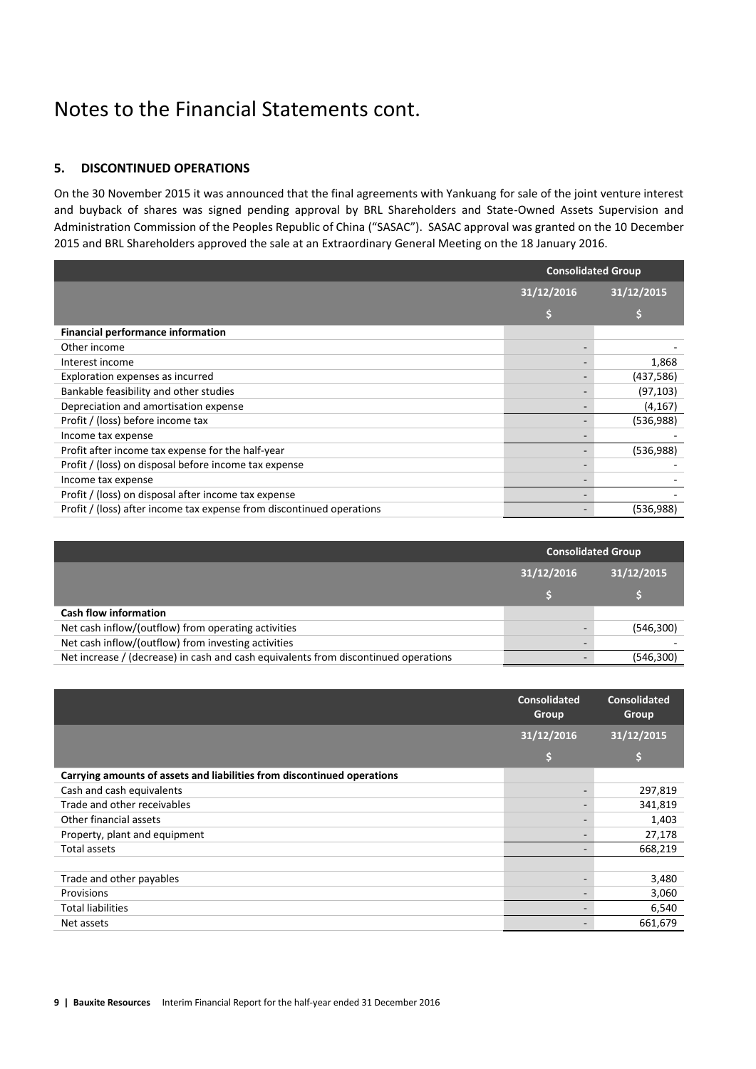# Notes to the Financial Statements cont.

## 5. DISCONTINUED OPERATIONS

On the 30 November 2015 it was announced that the final agreements with Yankuang for sale of the joint venture interest and buyback of shares was signed pending approval by BRL Shareholders and State-Owned Assets Supervision and Administration Commission of the Peoples Republic of China ("SASAC"). SASAC approval was granted on the 10 December 2015 and BRL Shareholders approved the sale at an Extraordinary General Meeting on the 18 January 2016.

| | Consolidated Group | |
|---|---|---|
| | 31/12/2016 | 31/12/2015 |
| | $ | $ |
| **Financial performance information** | | |
| Other income | - | - |
| Interest income | - | 1,868 |
| Exploration expenses as incurred | - | (437,586) |
| Bankable feasibility and other studies | - | (97,103) |
| Depreciation and amortisation expense | - | (4,167) |
| Profit / (loss) before income tax | - | (536,988) |
| Income tax expense | - | - |
| Profit after income tax expense for the half-year | - | (536,988) |
| Profit / (loss) on disposal before income tax expense | - | - |
| Income tax expense | - | - |
| Profit / (loss) on disposal after income tax expense | - | - |
| Profit / (loss) after income tax expense from discontinued operations | - | (536,988) |

| | Consolidated Group | |
|---|---|---|
| | 31/12/2016 | 31/12/2015 |
| | $ | $ |
| **Cash flow information** | | |
| Net cash inflow/(outflow) from operating activities | - | (546,300) |
| Net cash inflow/(outflow) from investing activities | - | - |
| Net increase / (decrease) in cash and cash equivalents from discontinued operations | - | (546,300) |

| | Consolidated Group | Consolidated Group |
|---|---|---|
| | 31/12/2016 | 31/12/2015 |
| | $ | $ |
| **Carrying amounts of assets and liabilities from discontinued operations** | | |
| Cash and cash equivalents | - | 297,819 |
| Trade and other receivables | - | 341,819 |
| Other financial assets | - | 1,403 |
| Property, plant and equipment | - | 27,178 |
| Total assets | - | 668,219 |
| | | |
| Trade and other payables | - | 3,480 |
| Provisions | - | 3,060 |
| Total liabilities | - | 6,540 |
| Net assets | - | 661,679 |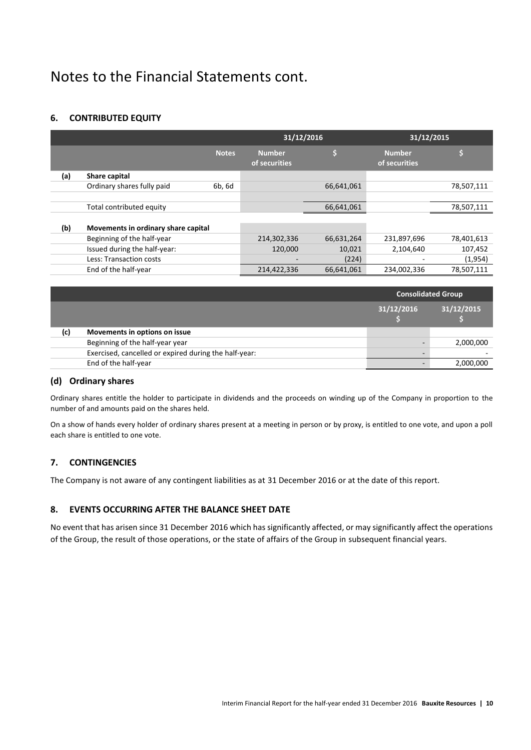# Notes to the Financial Statements cont.

## 6. CONTRIBUTED EQUITY

| | | Notes | 31/12/2016 | | 31/12/2015 | |
|---|---|---|---|---|---|---|
| | | | Number of securities | $ | Number of securities | $ |
| **(a)** | **Share capital** | | | | | |
| | Ordinary shares fully paid | 6b, 6d | | 66,641,061 | | 78,507,111 |
| | Total contributed equity | | | 66,641,061 | | 78,507,111 |
| **(b)** | **Movements in ordinary share capital** | | | | | |
| | Beginning of the half-year | | 214,302,336 | 66,631,264 | 231,897,696 | 78,401,613 |
| | Issued during the half-year: | | 120,000 | 10,021 | 2,104,640 | 107,452 |
| | Less: Transaction costs | | - | (224) | - | (1,954) |
| | End of the half-year | | 214,422,336 | 66,641,061 | 234,002,336 | 78,507,111 |

| | | Consolidated Group | |
|---|---|---|---|
| | | 31/12/2016 $ | 31/12/2015 $ |
| **(c)** | **Movements in options on issue** | | |
| | Beginning of the half-year year | - | 2,000,000 |
| | Exercised, cancelled or expired during the half-year: | - | - |
| | End of the half-year | - | 2,000,000 |

### (d) Ordinary shares

Ordinary shares entitle the holder to participate in dividends and the proceeds on winding up of the Company in proportion to the number of and amounts paid on the shares held.

On a show of hands every holder of ordinary shares present at a meeting in person or by proxy, is entitled to one vote, and upon a poll each share is entitled to one vote.

## 7. CONTINGENCIES

The Company is not aware of any contingent liabilities as at 31 December 2016 or at the date of this report.

## 8. EVENTS OCCURRING AFTER THE BALANCE SHEET DATE

No event that has arisen since 31 December 2016 which has significantly affected, or may significantly affect the operations of the Group, the result of those operations, or the state of affairs of the Group in subsequent financial years.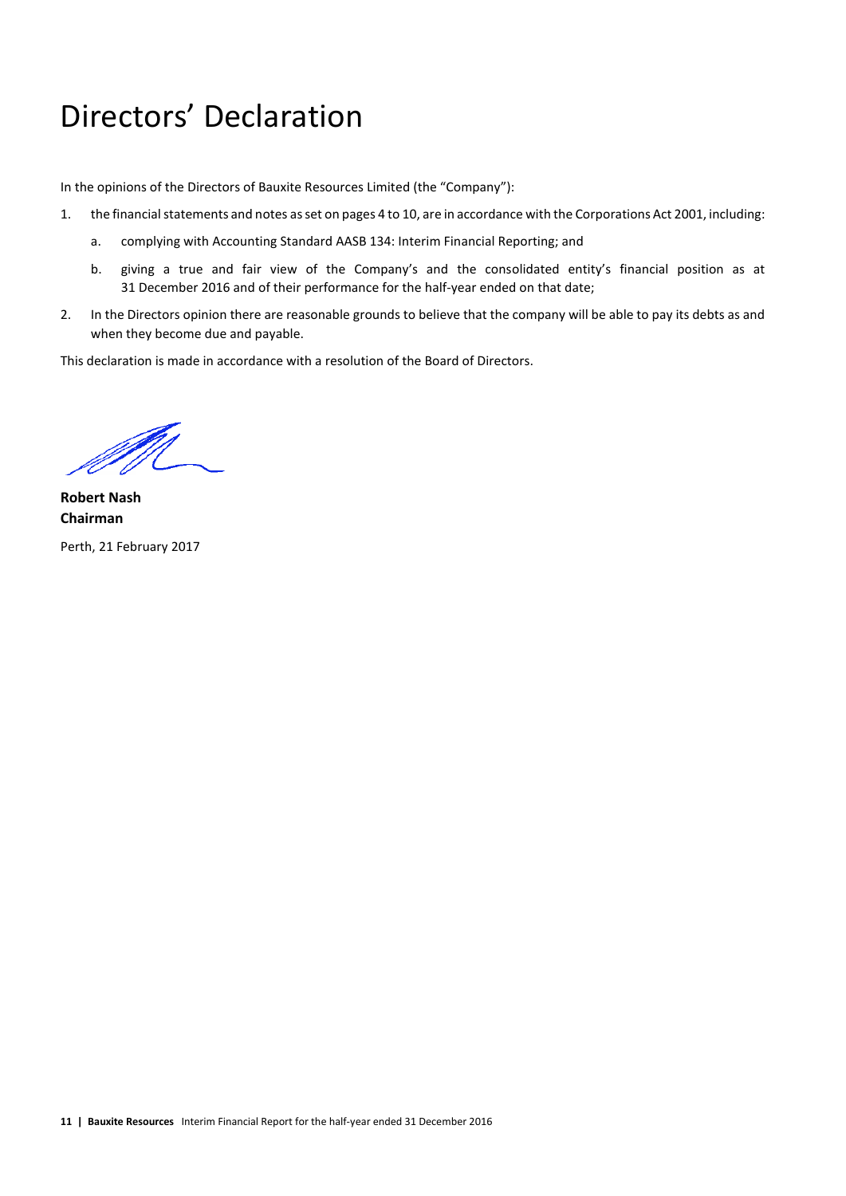# Directors' Declaration

In the opinions of the Directors of Bauxite Resources Limited (the "Company"):

1. the financial statements and notes as set on pages 4 to 10, are in accordance with the Corporations Act 2001, including:
    a. complying with Accounting Standard AASB 134: Interim Financial Reporting; and
    b. giving a true and fair view of the Company's and the consolidated entity's financial position as at 31 December 2016 and of their performance for the half-year ended on that date;
2. In the Directors opinion there are reasonable grounds to believe that the company will be able to pay its debts as and when they become due and payable.

This declaration is made in accordance with a resolution of the Board of Directors.

**Robert Nash**
**Chairman**

Perth, 21 February 2017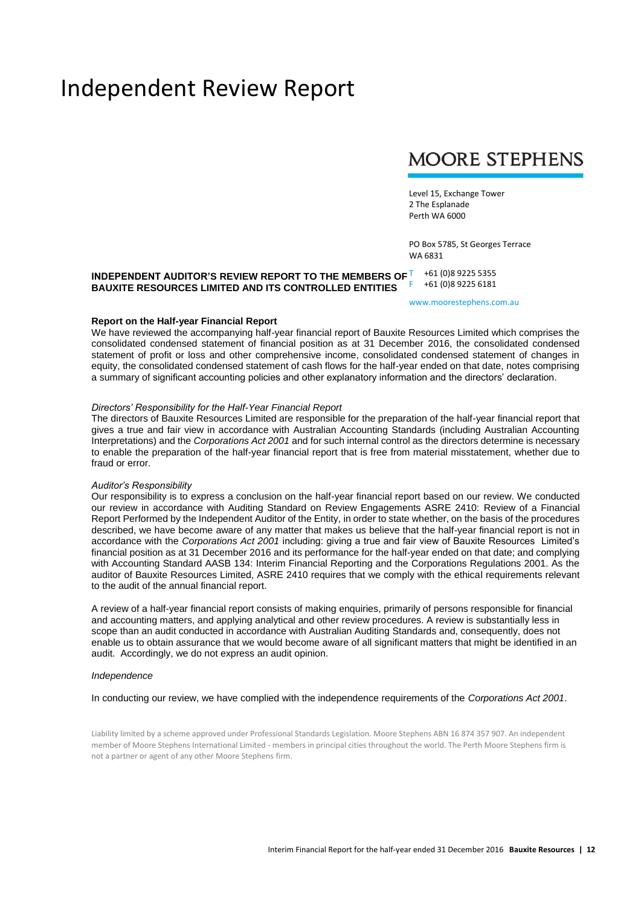# Independent Review Report

**MOORE STEPHENS**

Level 15, Exchange Tower
2 The Esplanade
Perth WA 6000

PO Box 5785, St Georges Terrace
WA 6831

T +61 (0)8 9225 5355
F +61 (0)8 9225 6181

www.moorestephens.com.au

**INDEPENDENT AUDITOR'S REVIEW REPORT TO THE MEMBERS OF BAUXITE RESOURCES LIMITED AND ITS CONTROLLED ENTITIES**

**Report on the Half-year Financial Report**

We have reviewed the accompanying half-year financial report of Bauxite Resources Limited which comprises the consolidated condensed statement of financial position as at 31 December 2016, the consolidated condensed statement of profit or loss and other comprehensive income, consolidated condensed statement of changes in equity, the consolidated condensed statement of cash flows for the half-year ended on that date, notes comprising a summary of significant accounting policies and other explanatory information and the directors' declaration.

*Directors' Responsibility for the Half-Year Financial Report*

The directors of Bauxite Resources Limited are responsible for the preparation of the half-year financial report that gives a true and fair view in accordance with Australian Accounting Standards (including Australian Accounting Interpretations) and the *Corporations Act 2001* and for such internal control as the directors determine is necessary to enable the preparation of the half-year financial report that is free from material misstatement, whether due to fraud or error.

*Auditor's Responsibility*

Our responsibility is to express a conclusion on the half-year financial report based on our review. We conducted our review in accordance with Auditing Standard on Review Engagements ASRE 2410: Review of a Financial Report Performed by the Independent Auditor of the Entity, in order to state whether, on the basis of the procedures described, we have become aware of any matter that makes us believe that the half-year financial report is not in accordance with the *Corporations Act 2001* including: giving a true and fair view of Bauxite Resources Limited's financial position as at 31 December 2016 and its performance for the half-year ended on that date; and complying with Accounting Standard AASB 134: Interim Financial Reporting and the Corporations Regulations 2001. As the auditor of Bauxite Resources Limited, ASRE 2410 requires that we comply with the ethical requirements relevant to the audit of the annual financial report.

A review of a half-year financial report consists of making enquiries, primarily of persons responsible for financial and accounting matters, and applying analytical and other review procedures. A review is substantially less in scope than an audit conducted in accordance with Australian Auditing Standards and, consequently, does not enable us to obtain assurance that we would become aware of all significant matters that might be identified in an audit. Accordingly, we do not express an audit opinion.

*Independence*

In conducting our review, we have complied with the independence requirements of the *Corporations Act 2001*.

Liability limited by a scheme approved under Professional Standards Legislation. Moore Stephens ABN 16 874 357 907. An independent member of Moore Stephens International Limited - members in principal cities throughout the world. The Perth Moore Stephens firm is not a partner or agent of any other Moore Stephens firm.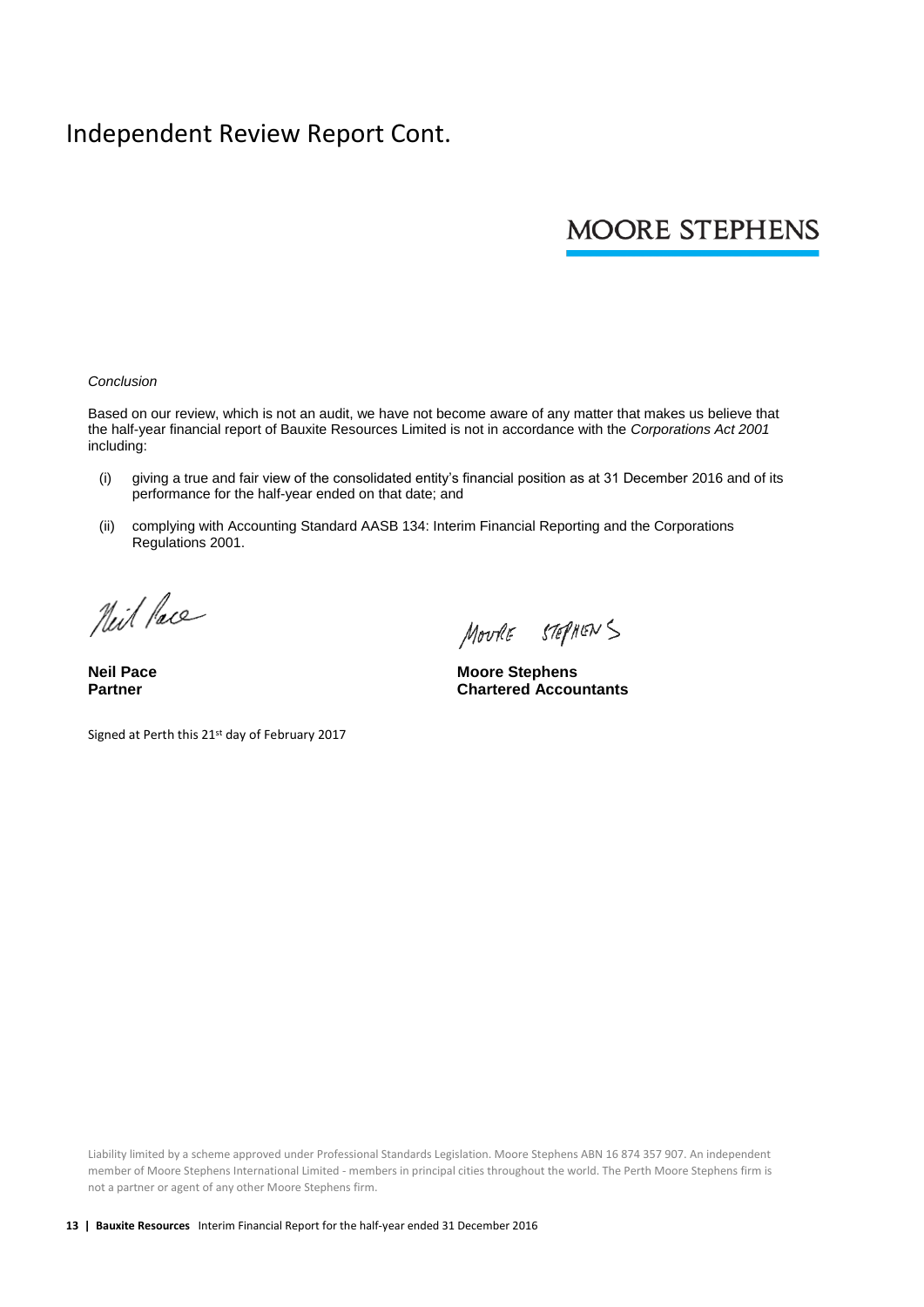# Independent Review Report Cont.

MOORE STEPHENS

*Conclusion*

Based on our review, which is not an audit, we have not become aware of any matter that makes us believe that the half-year financial report of Bauxite Resources Limited is not in accordance with the *Corporations Act 2001* including:

(i) giving a true and fair view of the consolidated entity's financial position as at 31 December 2016 and of its performance for the half-year ended on that date; and

(ii) complying with Accounting Standard AASB 134: Interim Financial Reporting and the Corporations Regulations 2001.

**Neil Pace**
**Partner**

**Moore Stephens**
**Chartered Accountants**

Signed at Perth this 21st day of February 2017

Liability limited by a scheme approved under Professional Standards Legislation. Moore Stephens ABN 16 874 357 907. An independent member of Moore Stephens International Limited - members in principal cities throughout the world. The Perth Moore Stephens firm is not a partner or agent of any other Moore Stephens firm.